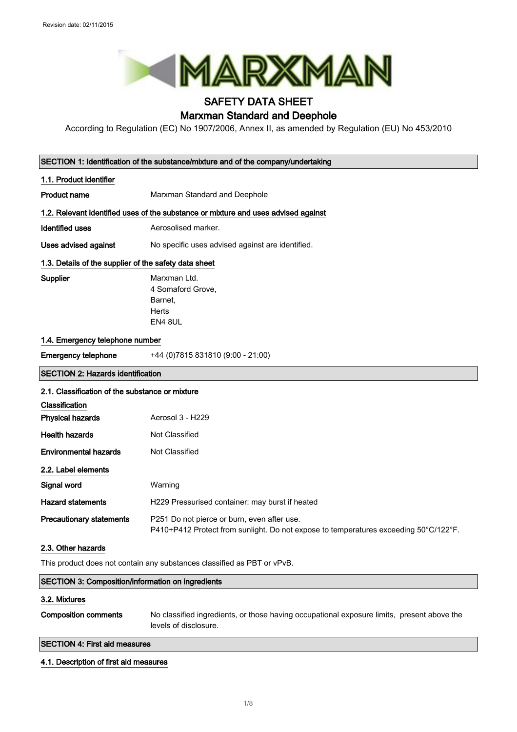Revision date: 02/11/2015

# SAFETY DATA SHEET

## Marxman Standard and Deephole

According to Regulation (EC) No 1907/2006, Annex II, as amended by Regulation (EU) No 453/2010

## SECTION 1: Identification of the substance/mixture and of the company/undertaking

### 1.1. Product identifier

**Product name** Marxman Standard and Deephole

### 1.2. Relevant identified uses of the substance or mixture and uses advised against

**Identified uses** Aerosolised marker.

**Uses advised against** No specific uses advised against are identified.

### 1.3. Details of the supplier of the safety data sheet

**Supplier** Marxman Ltd.
4 Somaford Grove,
Barnet,
Herts
EN4 8UL

### 1.4. Emergency telephone number

**Emergency telephone** +44 (0)7815 831810 (9:00 - 21:00)

## SECTION 2: Hazards identification

### 2.1. Classification of the substance or mixture

**Classification**

**Physical hazards** Aerosol 3 - H229

**Health hazards** Not Classified

**Environmental hazards** Not Classified

### 2.2. Label elements

**Signal word** Warning

**Hazard statements** H229 Pressurised container: may burst if heated

**Precautionary statements** P251 Do not pierce or burn, even after use.
P410+P412 Protect from sunlight. Do not expose to temperatures exceeding 50°C/122°F.

### 2.3. Other hazards

This product does not contain any substances classified as PBT or vPvB.

## SECTION 3: Composition/information on ingredients

### 3.2. Mixtures

**Composition comments** No classified ingredients, or those having occupational exposure limits, present above the levels of disclosure.

## SECTION 4: First aid measures

### 4.1. Description of first aid measures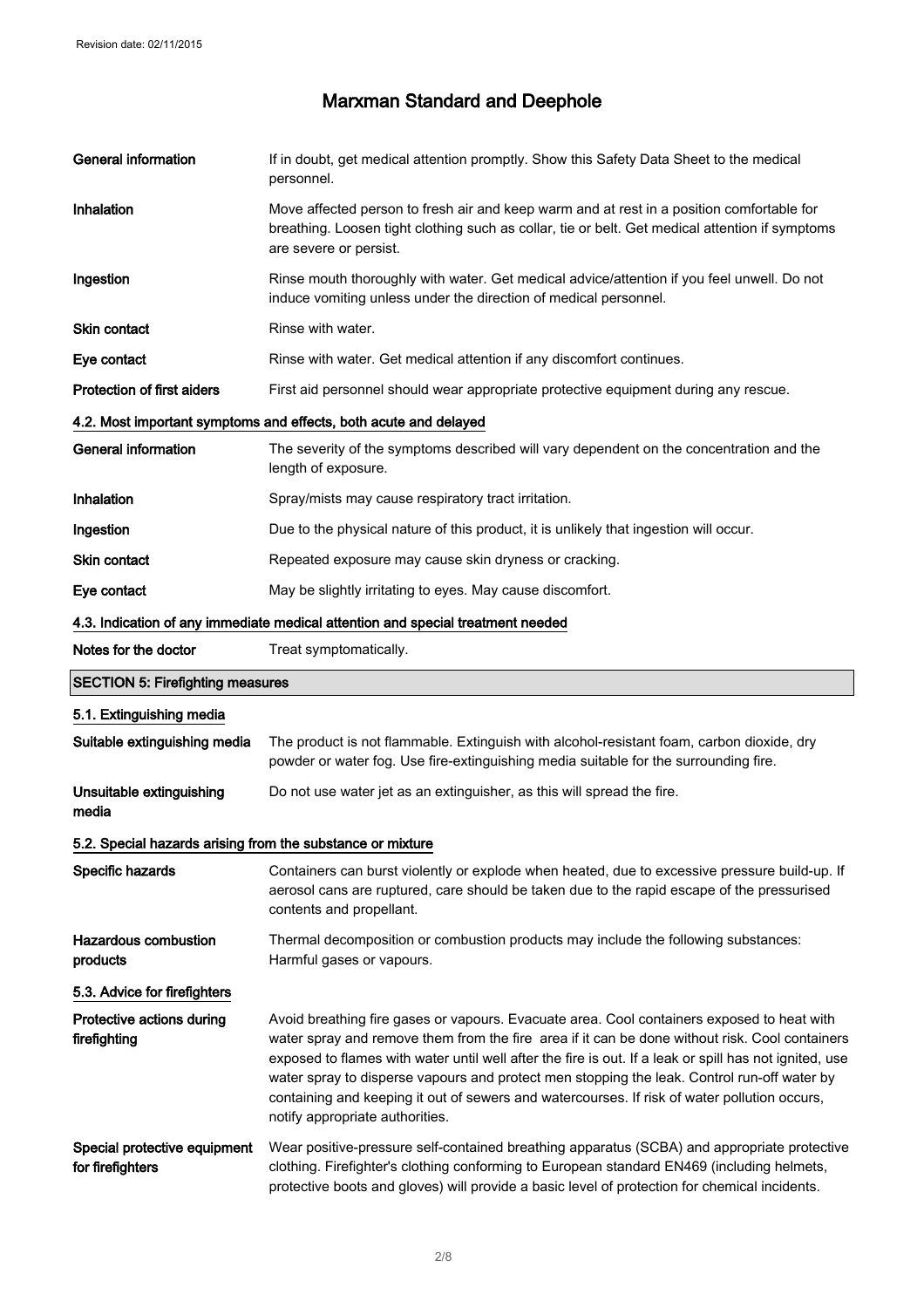| | |
|---|---|
| **General information** | If in doubt, get medical attention promptly. Show this Safety Data Sheet to the medical personnel. |
| **Inhalation** | Move affected person to fresh air and keep warm and at rest in a position comfortable for breathing. Loosen tight clothing such as collar, tie or belt. Get medical attention if symptoms are severe or persist. |
| **Ingestion** | Rinse mouth thoroughly with water. Get medical advice/attention if you feel unwell. Do not induce vomiting unless under the direction of medical personnel. |
| **Skin contact** | Rinse with water. |
| **Eye contact** | Rinse with water. Get medical attention if any discomfort continues. |
| **Protection of first aiders** | First aid personnel should wear appropriate protective equipment during any rescue. |

### 4.2. Most important symptoms and effects, both acute and delayed

| | |
|---|---|
| **General information** | The severity of the symptoms described will vary dependent on the concentration and the length of exposure. |
| **Inhalation** | Spray/mists may cause respiratory tract irritation. |
| **Ingestion** | Due to the physical nature of this product, it is unlikely that ingestion will occur. |
| **Skin contact** | Repeated exposure may cause skin dryness or cracking. |
| **Eye contact** | May be slightly irritating to eyes. May cause discomfort. |

### 4.3. Indication of any immediate medical attention and special treatment needed

| | |
|---|---|
| **Notes for the doctor** | Treat symptomatically. |

## SECTION 5: Firefighting measures

### 5.1. Extinguishing media

| | |
|---|---|
| **Suitable extinguishing media** | The product is not flammable. Extinguish with alcohol-resistant foam, carbon dioxide, dry powder or water fog. Use fire-extinguishing media suitable for the surrounding fire. |
| **Unsuitable extinguishing media** | Do not use water jet as an extinguisher, as this will spread the fire. |

### 5.2. Special hazards arising from the substance or mixture

| | |
|---|---|
| **Specific hazards** | Containers can burst violently or explode when heated, due to excessive pressure build-up. If aerosol cans are ruptured, care should be taken due to the rapid escape of the pressurised contents and propellant. |
| **Hazardous combustion products** | Thermal decomposition or combustion products may include the following substances: Harmful gases or vapours. |

### 5.3. Advice for firefighters

| | |
|---|---|
| **Protective actions during firefighting** | Avoid breathing fire gases or vapours. Evacuate area. Cool containers exposed to heat with water spray and remove them from the fire area if it can be done without risk. Cool containers exposed to flames with water until well after the fire is out. If a leak or spill has not ignited, use water spray to disperse vapours and protect men stopping the leak. Control run-off water by containing and keeping it out of sewers and watercourses. If risk of water pollution occurs, notify appropriate authorities. |
| **Special protective equipment for firefighters** | Wear positive-pressure self-contained breathing apparatus (SCBA) and appropriate protective clothing. Firefighter's clothing conforming to European standard EN469 (including helmets, protective boots and gloves) will provide a basic level of protection for chemical incidents. |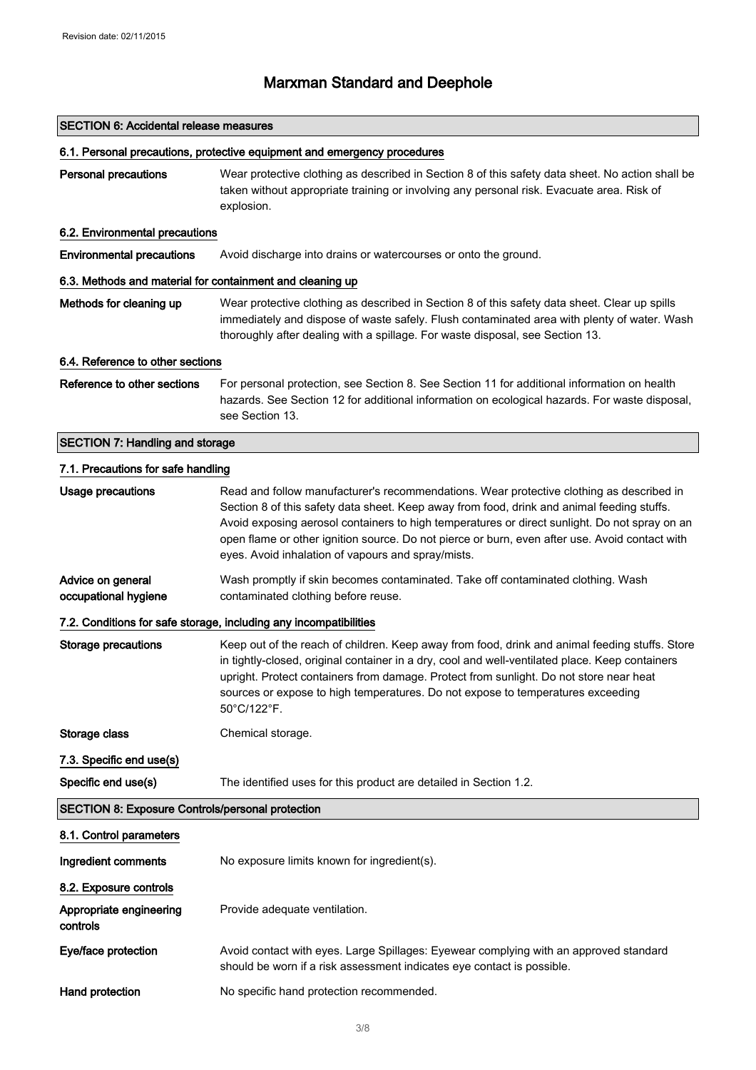# Marxman Standard and Deephole

## SECTION 6: Accidental release measures

### 6.1. Personal precautions, protective equipment and emergency procedures

**Personal precautions** Wear protective clothing as described in Section 8 of this safety data sheet. No action shall be taken without appropriate training or involving any personal risk. Evacuate area. Risk of explosion.

### 6.2. Environmental precautions

**Environmental precautions** Avoid discharge into drains or watercourses or onto the ground.

### 6.3. Methods and material for containment and cleaning up

**Methods for cleaning up** Wear protective clothing as described in Section 8 of this safety data sheet. Clear up spills immediately and dispose of waste safely. Flush contaminated area with plenty of water. Wash thoroughly after dealing with a spillage. For waste disposal, see Section 13.

### 6.4. Reference to other sections

**Reference to other sections** For personal protection, see Section 8. See Section 11 for additional information on health hazards. See Section 12 for additional information on ecological hazards. For waste disposal, see Section 13.

## SECTION 7: Handling and storage

### 7.1. Precautions for safe handling

**Usage precautions** Read and follow manufacturer's recommendations. Wear protective clothing as described in Section 8 of this safety data sheet. Keep away from food, drink and animal feeding stuffs. Avoid exposing aerosol containers to high temperatures or direct sunlight. Do not spray on an open flame or other ignition source. Do not pierce or burn, even after use. Avoid contact with eyes. Avoid inhalation of vapours and spray/mists.

**Advice on general occupational hygiene** Wash promptly if skin becomes contaminated. Take off contaminated clothing. Wash contaminated clothing before reuse.

### 7.2. Conditions for safe storage, including any incompatibilities

**Storage precautions** Keep out of the reach of children. Keep away from food, drink and animal feeding stuffs. Store in tightly-closed, original container in a dry, cool and well-ventilated place. Keep containers upright. Protect containers from damage. Protect from sunlight. Do not store near heat sources or expose to high temperatures. Do not expose to temperatures exceeding 50°C/122°F.

**Storage class** Chemical storage.

### 7.3. Specific end use(s)

**Specific end use(s)** The identified uses for this product are detailed in Section 1.2.

## SECTION 8: Exposure Controls/personal protection

### 8.1. Control parameters

**Ingredient comments** No exposure limits known for ingredient(s).

### 8.2. Exposure controls

**Appropriate engineering controls** Provide adequate ventilation.

**Eye/face protection** Avoid contact with eyes. Large Spillages: Eyewear complying with an approved standard should be worn if a risk assessment indicates eye contact is possible.

**Hand protection** No specific hand protection recommended.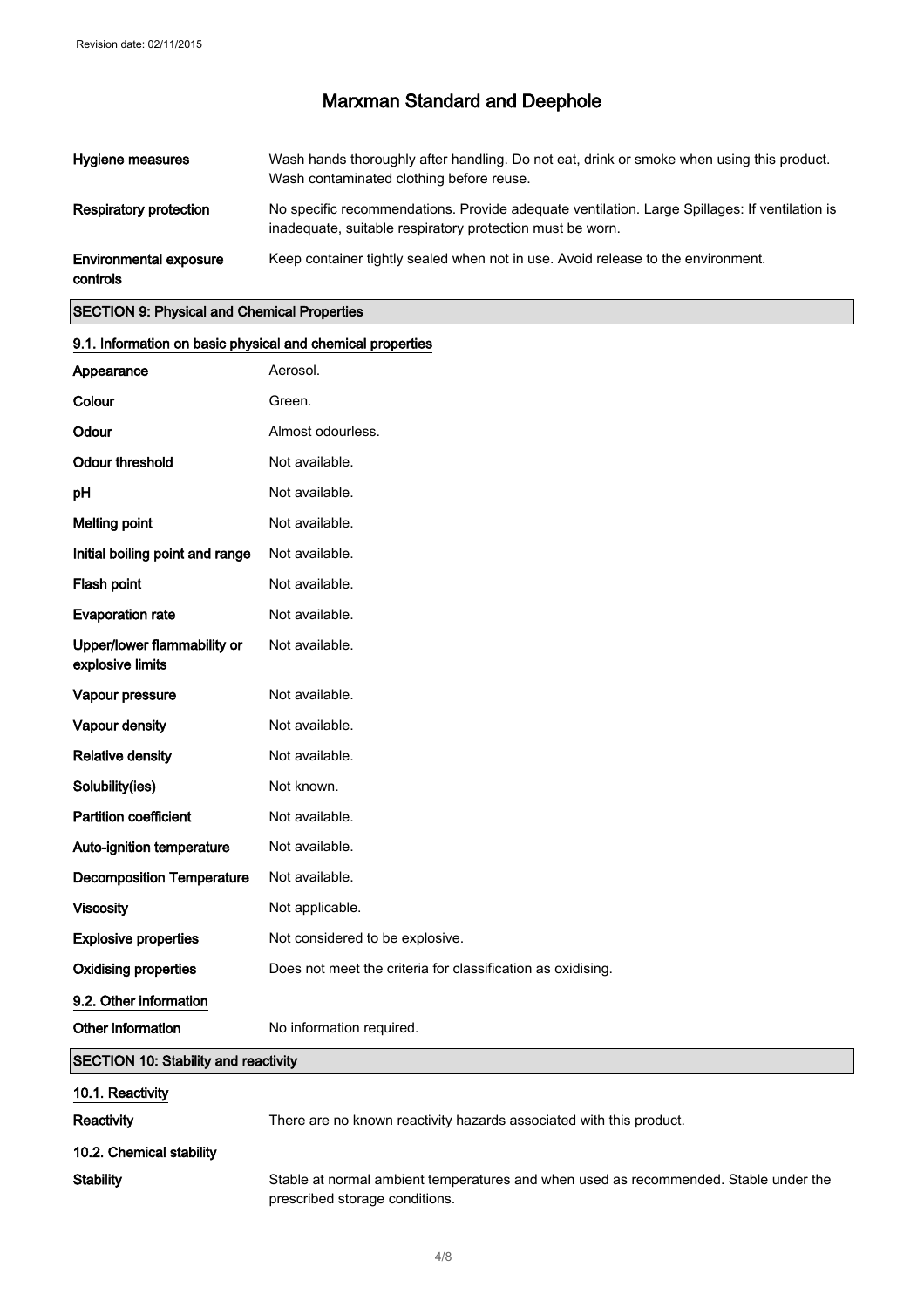| | |
|---|---|
| **Hygiene measures** | Wash hands thoroughly after handling. Do not eat, drink or smoke when using this product. Wash contaminated clothing before reuse. |
| **Respiratory protection** | No specific recommendations. Provide adequate ventilation. Large Spillages: If ventilation is inadequate, suitable respiratory protection must be worn. |
| **Environmental exposure controls** | Keep container tightly sealed when not in use. Avoid release to the environment. |

## SECTION 9: Physical and Chemical Properties

### 9.1. Information on basic physical and chemical properties

| | |
|---|---|
| **Appearance** | Aerosol. |
| **Colour** | Green. |
| **Odour** | Almost odourless. |
| **Odour threshold** | Not available. |
| **pH** | Not available. |
| **Melting point** | Not available. |
| **Initial boiling point and range** | Not available. |
| **Flash point** | Not available. |
| **Evaporation rate** | Not available. |
| **Upper/lower flammability or explosive limits** | Not available. |
| **Vapour pressure** | Not available. |
| **Vapour density** | Not available. |
| **Relative density** | Not available. |
| **Solubility(ies)** | Not known. |
| **Partition coefficient** | Not available. |
| **Auto-ignition temperature** | Not available. |
| **Decomposition Temperature** | Not available. |
| **Viscosity** | Not applicable. |
| **Explosive properties** | Not considered to be explosive. |
| **Oxidising properties** | Does not meet the criteria for classification as oxidising. |

### 9.2. Other information

| | |
|---|---|
| **Other information** | No information required. |

## SECTION 10: Stability and reactivity

### 10.1. Reactivity

| | |
|---|---|
| **Reactivity** | There are no known reactivity hazards associated with this product. |

### 10.2. Chemical stability

| | |
|---|---|
| **Stability** | Stable at normal ambient temperatures and when used as recommended. Stable under the prescribed storage conditions. |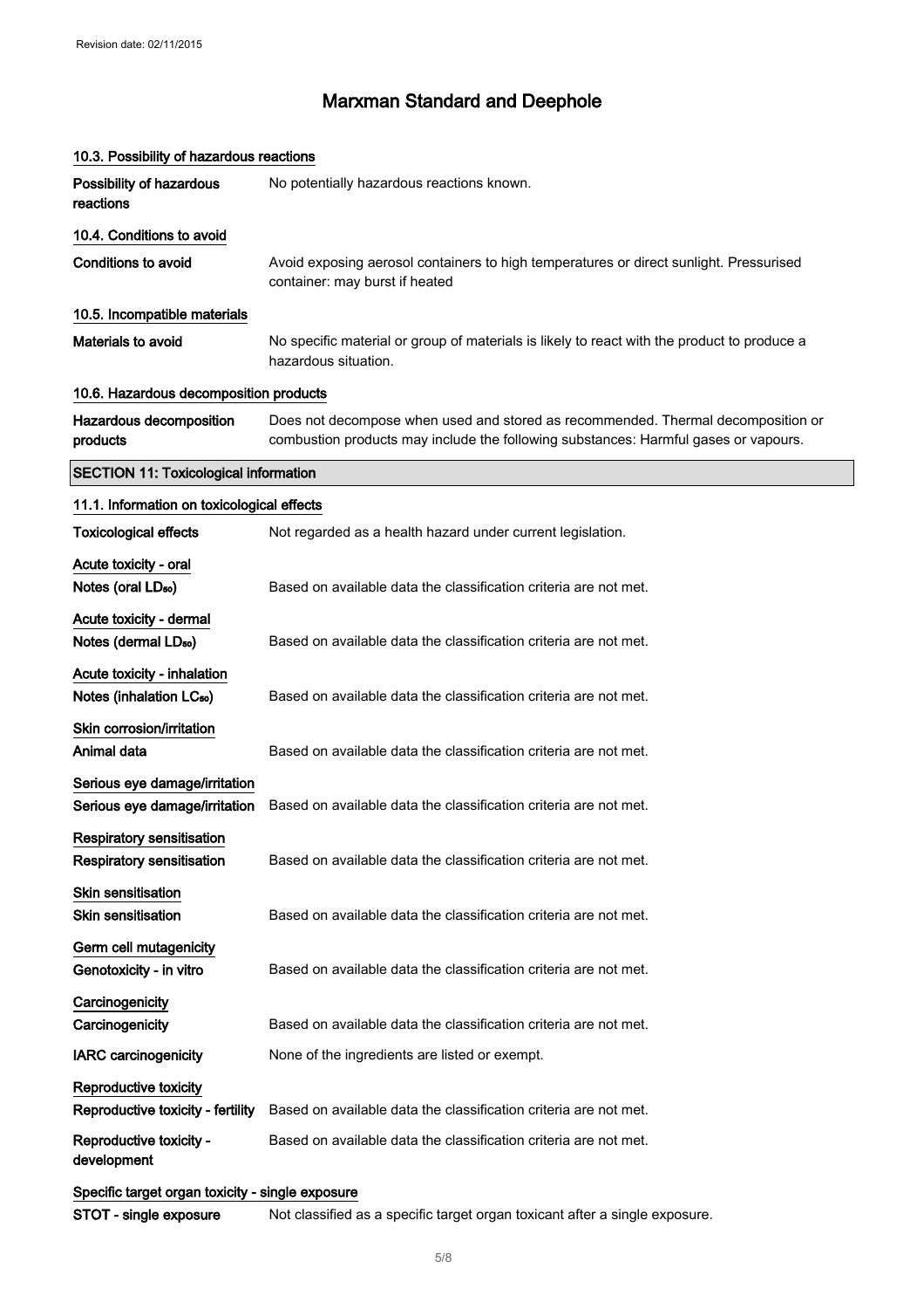# Marxman Standard and Deephole

### 10.3. Possibility of hazardous reactions

| | |
|---|---|
| **Possibility of hazardous reactions** | No potentially hazardous reactions known. |

### 10.4. Conditions to avoid

| | |
|---|---|
| **Conditions to avoid** | Avoid exposing aerosol containers to high temperatures or direct sunlight. Pressurised container: may burst if heated |

### 10.5. Incompatible materials

| | |
|---|---|
| **Materials to avoid** | No specific material or group of materials is likely to react with the product to produce a hazardous situation. |

### 10.6. Hazardous decomposition products

| | |
|---|---|
| **Hazardous decomposition products** | Does not decompose when used and stored as recommended. Thermal decomposition or combustion products may include the following substances: Harmful gases or vapours. |

## SECTION 11: Toxicological information

### 11.1. Information on toxicological effects

| | |
|---|---|
| **Toxicological effects** | Not regarded as a health hazard under current legislation. |

**Acute toxicity - oral**

| | |
|---|---|
| **Notes (oral $LD_{50}$)** | Based on available data the classification criteria are not met. |

**Acute toxicity - dermal**

| | |
|---|---|
| **Notes (dermal $LD_{50}$)** | Based on available data the classification criteria are not met. |

**Acute toxicity - inhalation**

| | |
|---|---|
| **Notes (inhalation $LC_{50}$)** | Based on available data the classification criteria are not met. |

**Skin corrosion/irritation**

| | |
|---|---|
| **Animal data** | Based on available data the classification criteria are not met. |

**Serious eye damage/irritation**

| | |
|---|---|
| **Serious eye damage/irritation** | Based on available data the classification criteria are not met. |

**Respiratory sensitisation**

| | |
|---|---|
| **Respiratory sensitisation** | Based on available data the classification criteria are not met. |

**Skin sensitisation**

| | |
|---|---|
| **Skin sensitisation** | Based on available data the classification criteria are not met. |

**Germ cell mutagenicity**

| | |
|---|---|
| **Genotoxicity - in vitro** | Based on available data the classification criteria are not met. |

**Carcinogenicity**

| | |
|---|---|
| **Carcinogenicity** | Based on available data the classification criteria are not met. |
| **IARC carcinogenicity** | None of the ingredients are listed or exempt. |

**Reproductive toxicity**

| | |
|---|---|
| **Reproductive toxicity - fertility** | Based on available data the classification criteria are not met. |
| **Reproductive toxicity - development** | Based on available data the classification criteria are not met. |

**Specific target organ toxicity - single exposure**

| | |
|---|---|
| **STOT - single exposure** | Not classified as a specific target organ toxicant after a single exposure. |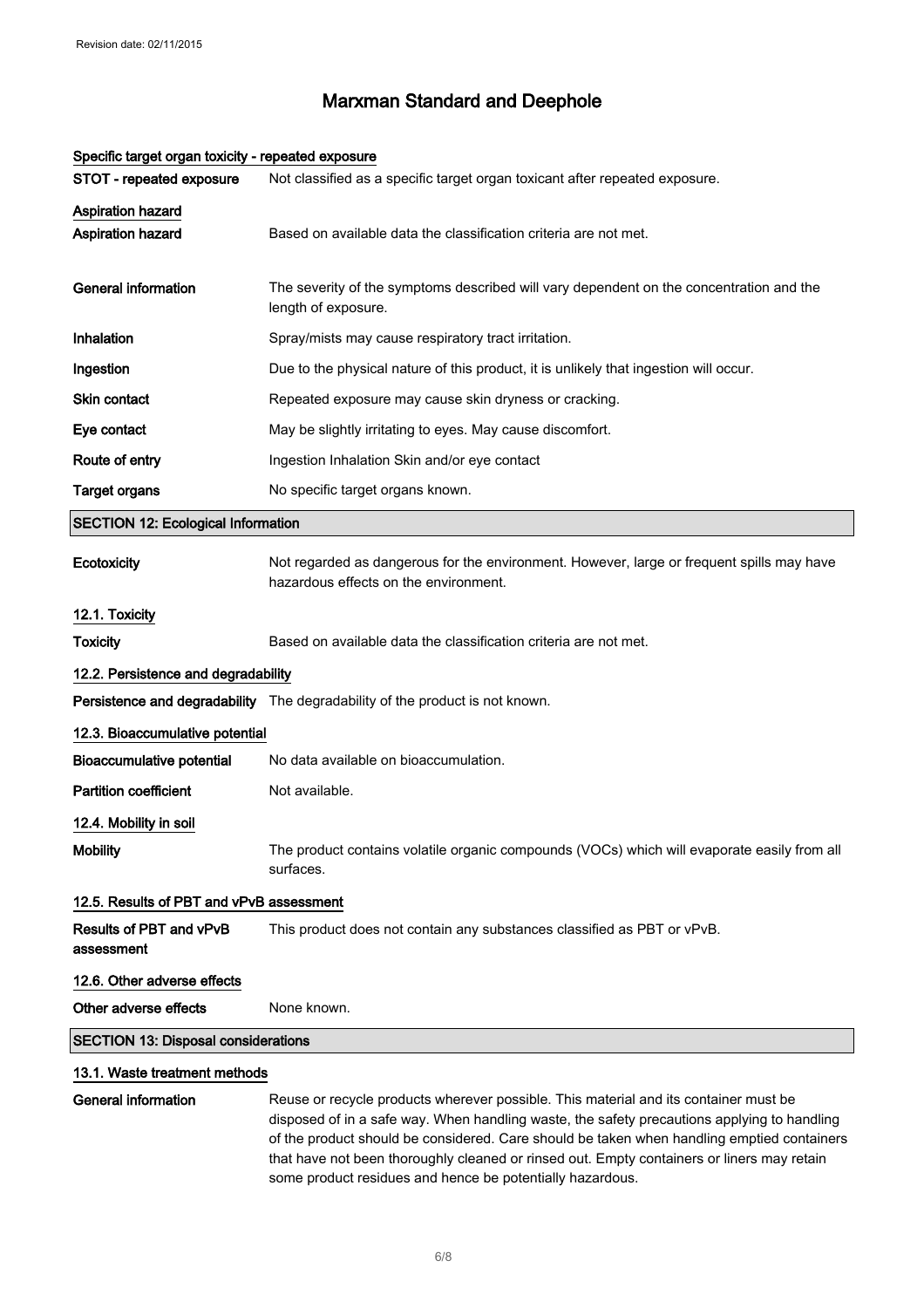### Specific target organ toxicity - repeated exposure

| | |
|---|---|
| **STOT - repeated exposure** | Not classified as a specific target organ toxicant after repeated exposure. |

### Aspiration hazard

| | |
|---|---|
| **Aspiration hazard** | Based on available data the classification criteria are not met. |
| **General information** | The severity of the symptoms described will vary dependent on the concentration and the length of exposure. |
| **Inhalation** | Spray/mists may cause respiratory tract irritation. |
| **Ingestion** | Due to the physical nature of this product, it is unlikely that ingestion will occur. |
| **Skin contact** | Repeated exposure may cause skin dryness or cracking. |
| **Eye contact** | May be slightly irritating to eyes. May cause discomfort. |
| **Route of entry** | Ingestion Inhalation Skin and/or eye contact |
| **Target organs** | No specific target organs known. |

## SECTION 12: Ecological Information

| | |
|---|---|
| **Ecotoxicity** | Not regarded as dangerous for the environment. However, large or frequent spills may have hazardous effects on the environment. |

### 12.1. Toxicity

| | |
|---|---|
| **Toxicity** | Based on available data the classification criteria are not met. |

### 12.2. Persistence and degradability

| | |
|---|---|
| **Persistence and degradability** | The degradability of the product is not known. |

### 12.3. Bioaccumulative potential

| | |
|---|---|
| **Bioaccumulative potential** | No data available on bioaccumulation. |
| **Partition coefficient** | Not available. |

### 12.4. Mobility in soil

| | |
|---|---|
| **Mobility** | The product contains volatile organic compounds (VOCs) which will evaporate easily from all surfaces. |

### 12.5. Results of PBT and vPvB assessment

| | |
|---|---|
| **Results of PBT and vPvB assessment** | This product does not contain any substances classified as PBT or vPvB. |

### 12.6. Other adverse effects

| | |
|---|---|
| **Other adverse effects** | None known. |

## SECTION 13: Disposal considerations

### 13.1. Waste treatment methods

| | |
|---|---|
| **General information** | Reuse or recycle products wherever possible. This material and its container must be disposed of in a safe way. When handling waste, the safety precautions applying to handling of the product should be considered. Care should be taken when handling emptied containers that have not been thoroughly cleaned or rinsed out. Empty containers or liners may retain some product residues and hence be potentially hazardous. |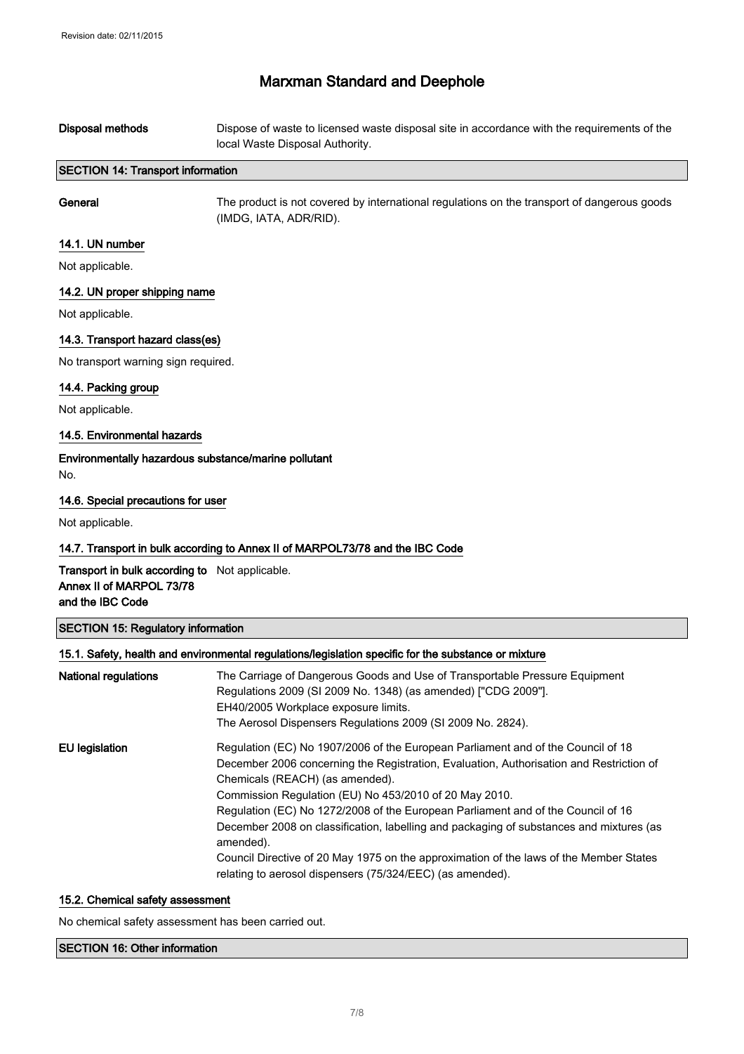**Disposal methods** Dispose of waste to licensed waste disposal site in accordance with the requirements of the local Waste Disposal Authority.

## SECTION 14: Transport information

**General** The product is not covered by international regulations on the transport of dangerous goods (IMDG, IATA, ADR/RID).

### 14.1. UN number

Not applicable.

### 14.2. UN proper shipping name

Not applicable.

### 14.3. Transport hazard class(es)

No transport warning sign required.

### 14.4. Packing group

Not applicable.

### 14.5. Environmental hazards

**Environmentally hazardous substance/marine pollutant**

No.

### 14.6. Special precautions for user

Not applicable.

### 14.7. Transport in bulk according to Annex II of MARPOL73/78 and the IBC Code

**Transport in bulk according to Annex II of MARPOL 73/78 and the IBC Code** Not applicable.

## SECTION 15: Regulatory information

### 15.1. Safety, health and environmental regulations/legislation specific for the substance or mixture

**National regulations** The Carriage of Dangerous Goods and Use of Transportable Pressure Equipment Regulations 2009 (SI 2009 No. 1348) (as amended) ["CDG 2009"].
EH40/2005 Workplace exposure limits.
The Aerosol Dispensers Regulations 2009 (SI 2009 No. 2824).

**EU legislation** Regulation (EC) No 1907/2006 of the European Parliament and of the Council of 18 December 2006 concerning the Registration, Evaluation, Authorisation and Restriction of Chemicals (REACH) (as amended).
Commission Regulation (EU) No 453/2010 of 20 May 2010.
Regulation (EC) No 1272/2008 of the European Parliament and of the Council of 16 December 2008 on classification, labelling and packaging of substances and mixtures (as amended).
Council Directive of 20 May 1975 on the approximation of the laws of the Member States relating to aerosol dispensers (75/324/EEC) (as amended).

### 15.2. Chemical safety assessment

No chemical safety assessment has been carried out.

## SECTION 16: Other information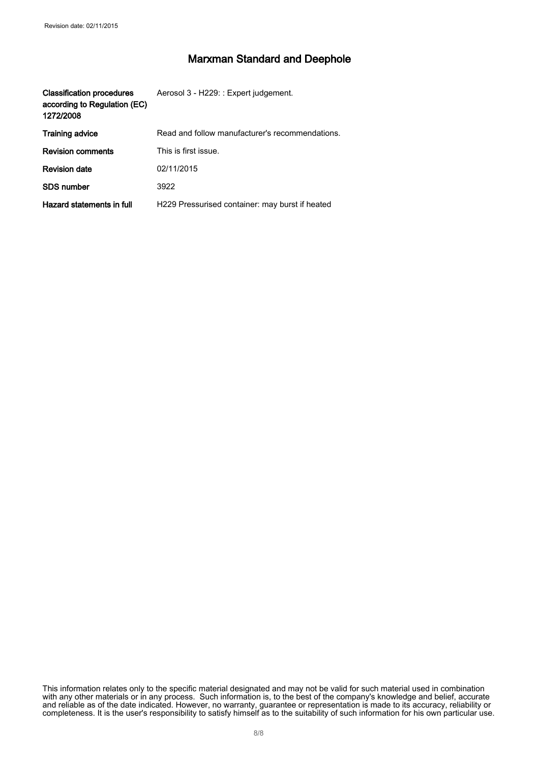# Marxman Standard and Deephole

| | |
|---|---|
| **Classification procedures according to Regulation (EC) 1272/2008** | Aerosol 3 - H229: : Expert judgement. |
| **Training advice** | Read and follow manufacturer's recommendations. |
| **Revision comments** | This is first issue. |
| **Revision date** | 02/11/2015 |
| **SDS number** | 3922 |
| **Hazard statements in full** | H229 Pressurised container: may burst if heated |

This information relates only to the specific material designated and may not be valid for such material used in combination with any other materials or in any process. Such information is, to the best of the company's knowledge and belief, accurate and reliable as of the date indicated. However, no warranty, guarantee or representation is made to its accuracy, reliability or completeness. It is the user's responsibility to satisfy himself as to the suitability of such information for his own particular use.